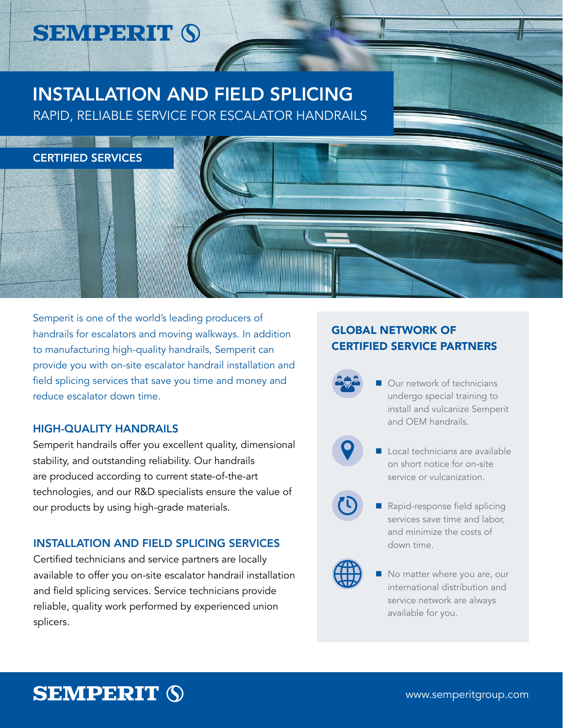# INSTALLATION AND FIELD SPLICING

RAPID, RELIABLE SERVICE FOR ESCALATOR HANDRAILS

## CERTIFIED SERVICES

Semperit is one of the world's leading producers of handrails for escalators and moving walkways. In addition to manufacturing high-quality handrails, Semperit can provide you with on-site escalator handrail installation and field splicing services that save you time and money and reduce escalator down time.

### HIGH-QUALITY HANDRAILS

Semperit handrails offer you excellent quality, dimensional stability, and outstanding reliability. Our handrails are produced according to current state-of-the-art technologies, and our R&D specialists ensure the value of our products by using high-grade materials.

### INSTALLATION AND FIELD SPLICING SERVICES

Certified technicians and service partners are locally available to offer you on-site escalator handrail installation and field splicing services. Service technicians provide reliable, quality work performed by experienced union splicers.

### GLOBAL NETWORK OF CERTIFIED SERVICE PARTNERS

- Our network of technicians undergo special training to install and vulcanize Semperit and OEM handrails.
- Local technicians are available on short notice for on-site service or vulcanization.
- Rapid-response field splicing services save time and labor, and minimize the costs of down time.
- No matter where you are, our international distribution and service network are always available for you.

www.semperitgroup.com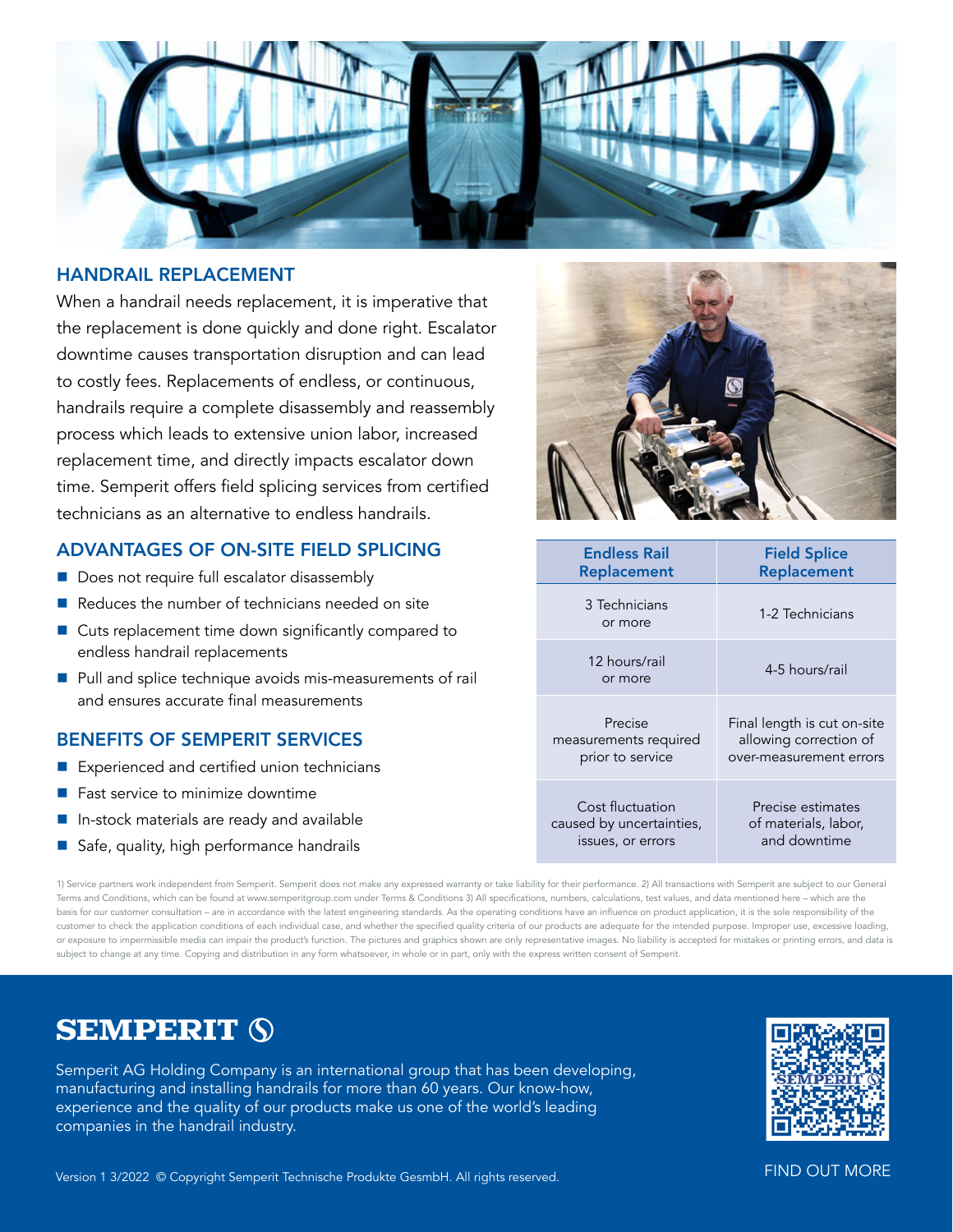## HANDRAIL REPLACEMENT

When a handrail needs replacement, it is imperative that the replacement is done quickly and done right. Escalator downtime causes transportation disruption and can lead to costly fees. Replacements of endless, or continuous, handrails require a complete disassembly and reassembly process which leads to extensive union labor, increased replacement time, and directly impacts escalator down time. Semperit offers field splicing services from certified technicians as an alternative to endless handrails.

## ADVANTAGES OF ON-SITE FIELD SPLICING

- Does not require full escalator disassembly
- Reduces the number of technicians needed on site
- Cuts replacement time down significantly compared to endless handrail replacements
- Pull and splice technique avoids mis-measurements of rail and ensures accurate final measurements

## BENEFITS OF SEMPERIT SERVICES

- Experienced and certified union technicians
- Fast service to minimize downtime
- In-stock materials are ready and available
- Safe, quality, high performance handrails

| Endless Rail Replacement | Field Splice Replacement |
|---|---|
| 3 Technicians or more | 1-2 Technicians |
| 12 hours/rail or more | 4-5 hours/rail |
| Precise measurements required prior to service | Final length is cut on-site allowing correction of over-measurement errors |
| Cost fluctuation caused by uncertainties, issues, or errors | Precise estimates of materials, labor, and downtime |

1) Service partners work independent from Semperit. Semperit does not make any expressed warranty or take liability for their performance. 2) All transactions with Semperit are subject to our General Terms and Conditions, which can be found at www.semperitgroup.com under Terms & Conditions 3) All specifications, numbers, calculations, test values, and data mentioned here – which are the basis for our customer consultation – are in accordance with the latest engineering standards. As the operating conditions have an influence on product application, it is the sole responsibility of the customer to check the application conditions of each individual case, and whether the specified quality criteria of our products are adequate for the intended purpose. Improper use, excessive loading, or exposure to impermissible media can impair the product's function. The pictures and graphics shown are only representative images. No liability is accepted for mistakes or printing errors, and data is subject to change at any time. Copying and distribution in any form whatsoever, in whole or in part, only with the express written consent of Semperit.

**SEMPERIT**

Semperit AG Holding Company is an international group that has been developing, manufacturing and installing handrails for more than 60 years. Our know-how, experience and the quality of our products make us one of the world's leading companies in the handrail industry.

FIND OUT MORE

Version 1 3/2022 © Copyright Semperit Technische Produkte GesmbH. All rights reserved.